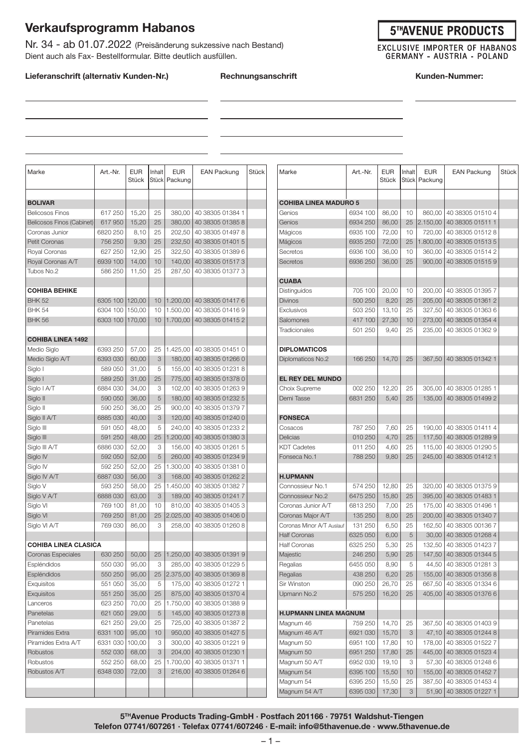# Verkaufsprogramm Habanos

Nr. 34 - ab 01.07.2022 (Preisänderung sukzessive nach Bestand)
Dient auch als Fax- Bestellformular. Bitte deutlich ausfüllen.

**5THAVENUE PRODUCTS**
EXCLUSIVE IMPORTER OF HABANOS
GERMANY - AUSTRIA - POLAND

**Lieferanschrift (alternativ Kunden-Nr.)** | **Rechnungsanschrift** | **Kunden-Nummer:**

| Marke | Art.-Nr. | EUR Stück | Inhalt Stück | EUR Packung | EAN Packung | Stück |
|---|---|---|---|---|---|---|
| **BOLIVAR** | | | | | | |
| Belicosos Finos | 617 250 | 15,20 | 25 | 380,00 | 40 38305 01384 1 | |
| Belicosos Finos (Cabinet) | 617 950 | 15,20 | 25 | 380,00 | 40 38305 01385 8 | |
| Coronas Junior | 6820 250 | 8,10 | 25 | 202,50 | 40 38305 01497 8 | |
| Petit Coronas | 756 250 | 9,30 | 25 | 232,50 | 40 38305 01401 5 | |
| Royal Coronas | 627 250 | 12,90 | 25 | 322,50 | 40 38305 01389 6 | |
| Royal Coronas A/T | 6939 100 | 14,00 | 10 | 140,00 | 40 38305 01517 3 | |
| Tubos No.2 | 586 250 | 11,50 | 25 | 287,50 | 40 38305 01377 3 | |
| **COHIBA BEHIKE** | | | | | | |
| BHK 52 | 6305 100 | 120,00 | 10 | 1.200,00 | 40 38305 01417 6 | |
| BHK 54 | 6304 100 | 150,00 | 10 | 1.500,00 | 40 38305 01416 9 | |
| BHK 56 | 6303 100 | 170,00 | 10 | 1.700,00 | 40 38305 01415 2 | |
| **COHIBA LINEA 1492** | | | | | | |
| Medio Siglo | 6393 250 | 57,00 | 25 | 1.425,00 | 40 38305 01451 0 | |
| Medio Siglo A/T | 6393 030 | 60,00 | 3 | 180,00 | 40 38305 01266 0 | |
| Siglo I | 589 050 | 31,00 | 5 | 155,00 | 40 38305 01231 8 | |
| Siglo I | 589 250 | 31,00 | 25 | 775,00 | 40 38305 01378 0 | |
| Siglo I A/T | 6884 030 | 34,00 | 3 | 102,00 | 40 38305 01263 9 | |
| Siglo II | 590 050 | 36,00 | 5 | 180,00 | 40 38305 01232 5 | |
| Siglo II | 590 250 | 36,00 | 25 | 900,00 | 40 38305 01379 7 | |
| Siglo II A/T | 6885 030 | 40,00 | 3 | 120,00 | 40 38305 01240 0 | |
| Siglo III | 591 050 | 48,00 | 5 | 240,00 | 40 38305 01233 2 | |
| Siglo III | 591 250 | 48,00 | 25 | 1.200,00 | 40 38305 01380 3 | |
| Siglo III A/T | 6886 030 | 52,00 | 3 | 156,00 | 40 38305 01261 5 | |
| Siglo IV | 592 050 | 52,00 | 5 | 260,00 | 40 38305 01234 9 | |
| Siglo IV | 592 250 | 52,00 | 25 | 1.300,00 | 40 38305 01381 0 | |
| Siglo IV A/T | 6887 030 | 56,00 | 3 | 168,00 | 40 38305 01262 2 | |
| Siglo V | 593 250 | 58,00 | 25 | 1.450,00 | 40 38305 01382 7 | |
| Siglo V A/T | 6888 030 | 63,00 | 3 | 189,00 | 40 38305 01241 7 | |
| Siglo VI | 769 100 | 81,00 | 10 | 810,00 | 40 38305 01405 3 | |
| Siglo VI | 769 250 | 81,00 | 25 | 2.025,00 | 40 38305 01406 0 | |
| Siglo VI A/T | 769 030 | 86,00 | 3 | 258,00 | 40 38305 01260 8 | |
| **COHIBA LINEA CLASICA** | | | | | | |
| Coronas Especiales | 630 250 | 50,00 | 25 | 1.250,00 | 40 38305 01391 9 | |
| Espléndidos | 550 030 | 95,00 | 3 | 285,00 | 40 38305 01229 5 | |
| Espléndidos | 550 250 | 95,00 | 25 | 2.375,00 | 40 38305 01369 8 | |
| Exquisitos | 551 050 | 35,00 | 5 | 175,00 | 40 38305 01272 1 | |
| Exquisitos | 551 250 | 35,00 | 25 | 875,00 | 40 38305 01370 4 | |
| Lanceros | 623 250 | 70,00 | 25 | 1.750,00 | 40 38305 01388 9 | |
| Panetelas | 621 050 | 29,00 | 5 | 145,00 | 40 38305 01273 8 | |
| Panetelas | 621 250 | 29,00 | 25 | 725,00 | 40 38305 01387 2 | |
| Piramides Extra | 6331 100 | 95,00 | 10 | 950,00 | 40 38305 01427 5 | |
| Piramides Extra A/T | 6331 030 | 100,00 | 3 | 300,00 | 40 38305 01221 9 | |
| Robustos | 552 030 | 68,00 | 3 | 204,00 | 40 38305 01230 1 | |
| Robustos | 552 250 | 68,00 | 25 | 1.700,00 | 40 38305 01371 1 | |
| Robustos A/T | 6348 030 | 72,00 | 3 | 216,00 | 40 38305 01264 6 | |

| Marke | Art.-Nr. | EUR Stück | Inhalt Stück | EUR Packung | EAN Packung | Stück |
|---|---|---|---|---|---|---|
| **COHIBA LINEA MADURO 5** | | | | | | |
| Genios | 6934 100 | 86,00 | 10 | 860,00 | 40 38305 01510 4 | |
| Genios | 6934 250 | 86,00 | 25 | 2.150,00 | 40 38305 01511 1 | |
| Mágicos | 6935 100 | 72,00 | 10 | 720,00 | 40 38305 01512 8 | |
| Mágicos | 6935 250 | 72,00 | 25 | 1.800,00 | 40 38305 01513 5 | |
| Secretos | 6936 100 | 36,00 | 10 | 360,00 | 40 38305 01514 2 | |
| Secretos | 6936 250 | 36,00 | 25 | 900,00 | 40 38305 01515 9 | |
| **CUABA** | | | | | | |
| Distinguidos | 705 100 | 20,00 | 10 | 200,00 | 40 38305 01395 7 | |
| Divinos | 500 250 | 8,20 | 25 | 205,00 | 40 38305 01361 2 | |
| Exclusivos | 503 250 | 13,10 | 25 | 327,50 | 40 38305 01363 6 | |
| Salomones | 417 100 | 27,30 | 10 | 273,00 | 40 38305 01354 4 | |
| Tradicionales | 501 250 | 9,40 | 25 | 235,00 | 40 38305 01362 9 | |
| **DIPLOMATICOS** | | | | | | |
| Diplomaticos No.2 | 166 250 | 14,70 | 25 | 367,50 | 40 38305 01342 1 | |
| **EL REY DEL MUNDO** | | | | | | |
| Choix Supreme | 002 250 | 12,20 | 25 | 305,00 | 40 38305 01285 1 | |
| Demi Tasse | 6831 250 | 5,40 | 25 | 135,00 | 40 38305 01499 2 | |
| **FONSECA** | | | | | | |
| Cosacos | 787 250 | 7,60 | 25 | 190,00 | 40 38305 01411 4 | |
| Delicias | 010 250 | 4,70 | 25 | 117,50 | 40 38305 01289 9 | |
| KDT Cadetes | 011 250 | 4,60 | 25 | 115,00 | 40 38305 01290 5 | |
| Fonseca No.1 | 788 250 | 9,80 | 25 | 245,00 | 40 38305 01412 1 | |
| **H.UPMANN** | | | | | | |
| Connossieur No.1 | 574 250 | 12,80 | 25 | 320,00 | 40 38305 01375 9 | |
| Connossieur No.2 | 6475 250 | 15,80 | 25 | 395,00 | 40 38305 01483 1 | |
| Coronas Junior A/T | 6813 250 | 7,00 | 25 | 175,00 | 40 38305 01496 1 | |
| Coronas Major A/T | 135 250 | 8,00 | 25 | 200,00 | 40 38305 01340 7 | |
| Coronas Minor A/T Auslauf | 131 250 | 6,50 | 25 | 162,50 | 40 38305 00136 7 | |
| Half Coronas | 6325 050 | 6,00 | 5 | 30,00 | 40 38305 01268 4 | |
| Half Coronas | 6325 250 | 5,30 | 25 | 132,50 | 40 38305 01423 7 | |
| Majestic | 246 250 | 5,90 | 25 | 147,50 | 40 38305 01344 5 | |
| Regalias | 6455 050 | 8,90 | 5 | 44,50 | 40 38305 01281 3 | |
| Regalias | 438 250 | 6,20 | 25 | 155,00 | 40 38305 01356 8 | |
| Sir Winston | 090 250 | 26,70 | 25 | 667,50 | 40 38305 01334 6 | |
| Upmann No.2 | 575 250 | 16,20 | 25 | 405,00 | 40 38305 01376 6 | |
| **H.UPMANN LINEA MAGNUM** | | | | | | |
| Magnum 46 | 759 250 | 14,70 | 25 | 367,50 | 40 38305 01403 9 | |
| Magnum 46 A/T | 6921 030 | 15,70 | 3 | 47,10 | 40 38305 01244 8 | |
| Magnum 50 | 6951 100 | 17,80 | 10 | 178,00 | 40 38305 01522 7 | |
| Magnum 50 | 6951 250 | 17,80 | 25 | 445,00 | 40 38305 01523 4 | |
| Magnum 50 A/T | 6952 030 | 19,10 | 3 | 57,30 | 40 38305 01248 6 | |
| Magnum 54 | 6395 100 | 15,50 | 10 | 155,00 | 40 38305 01452 7 | |
| Magnum 54 | 6395 250 | 15,50 | 25 | 387,50 | 40 38305 01453 4 | |
| Magnum 54 A/T | 6395 030 | 17,30 | 3 | 51,90 | 40 38305 01227 1 | |

**5THAvenue Products Trading-GmbH · Postfach 201166 · 79751 Waldshut-Tiengen**
**Telefon 07741/607261 · Telefax 07741/607246 · E-mail: info@5thavenue.de · www.5thavenue.de**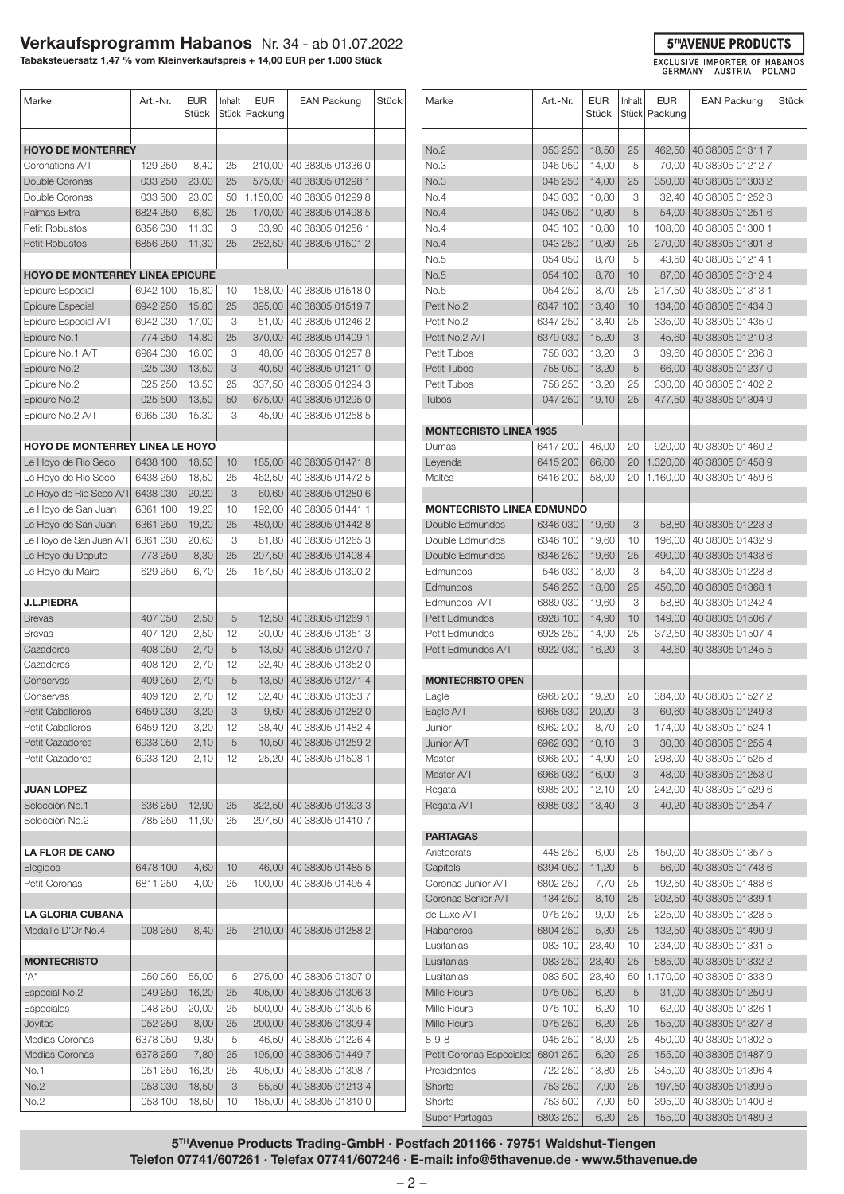# Verkaufsprogramm Habanos Nr. 34 - ab 01.07.2022

**Tabaksteuersatz 1,47 % vom Kleinverkaufspreis + 14,00 EUR per 1.000 Stück**

5THAVENUE PRODUCTS
EXCLUSIVE IMPORTER OF HABANOS GERMANY - AUSTRIA - POLAND

| Marke | Art.-Nr. | EUR Stück | Inhalt Stück | EUR Packung | EAN Packung | Stück |
|---|---|---|---|---|---|---|
| **HOYO DE MONTERREY** | | | | | | |
| Coronations A/T | 129 250 | 8,40 | 25 | 210,00 | 40 38305 01336 0 | |
| Double Coronas | 033 250 | 23,00 | 25 | 575,00 | 40 38305 01298 1 | |
| Double Coronas | 033 500 | 23,00 | 50 | 1.150,00 | 40 38305 01299 8 | |
| Palmas Extra | 6824 250 | 6,80 | 25 | 170,00 | 40 38305 01498 5 | |
| Petit Robustos | 6856 030 | 11,30 | 3 | 33,90 | 40 38305 01256 1 | |
| Petit Robustos | 6856 250 | 11,30 | 25 | 282,50 | 40 38305 01501 2 | |
| **HOYO DE MONTERREY LINEA EPICURE** | | | | | | |
| Epicure Especial | 6942 100 | 15,80 | 10 | 158,00 | 40 38305 01518 0 | |
| Epicure Especial | 6942 250 | 15,80 | 25 | 395,00 | 40 38305 01519 7 | |
| Epicure Especial A/T | 6942 030 | 17,00 | 3 | 51,00 | 40 38305 01246 2 | |
| Epicure No.1 | 774 250 | 14,80 | 25 | 370,00 | 40 38305 01409 1 | |
| Epicure No.1 A/T | 6964 030 | 16,00 | 3 | 48,00 | 40 38305 01257 8 | |
| Epicure No.2 | 025 030 | 13,50 | 3 | 40,50 | 40 38305 01211 0 | |
| Epicure No.2 | 025 250 | 13,50 | 25 | 337,50 | 40 38305 01294 3 | |
| Epicure No.2 | 025 500 | 13,50 | 50 | 675,00 | 40 38305 01295 0 | |
| Epicure No.2 A/T | 6965 030 | 15,30 | 3 | 45,90 | 40 38305 01258 5 | |
| **HOYO DE MONTERREY LINEA LE HOYO** | | | | | | |
| Le Hoyo de Rio Seco | 6438 100 | 18,50 | 10 | 185,00 | 40 38305 01471 8 | |
| Le Hoyo de Rio Seco | 6438 250 | 18,50 | 25 | 462,50 | 40 38305 01472 5 | |
| Le Hoyo de Rio Seco A/T | 6438 030 | 20,20 | 3 | 60,60 | 40 38305 01280 6 | |
| Le Hoyo de San Juan | 6361 100 | 19,20 | 10 | 192,00 | 40 38305 01441 1 | |
| Le Hoyo de San Juan | 6361 250 | 19,20 | 25 | 480,00 | 40 38305 01442 8 | |
| Le Hoyo de San Juan A/T | 6361 030 | 20,60 | 3 | 61,80 | 40 38305 01265 3 | |
| Le Hoyo du Depute | 773 250 | 8,30 | 25 | 207,50 | 40 38305 01408 4 | |
| Le Hoyo du Maire | 629 250 | 6,70 | 25 | 167,50 | 40 38305 01390 2 | |
| **J.L.PIEDRA** | | | | | | |
| Brevas | 407 050 | 2,50 | 5 | 12,50 | 40 38305 01269 1 | |
| Brevas | 407 120 | 2,50 | 12 | 30,00 | 40 38305 01351 3 | |
| Cazadores | 408 050 | 2,70 | 5 | 13,50 | 40 38305 01270 7 | |
| Cazadores | 408 120 | 2,70 | 12 | 32,40 | 40 38305 01352 0 | |
| Conservas | 409 050 | 2,70 | 5 | 13,50 | 40 38305 01271 4 | |
| Conservas | 409 120 | 2,70 | 12 | 32,40 | 40 38305 01353 7 | |
| Petit Caballeros | 6459 030 | 3,20 | 3 | 9,60 | 40 38305 01282 0 | |
| Petit Caballeros | 6459 120 | 3,20 | 12 | 38,40 | 40 38305 01482 4 | |
| Petit Cazadores | 6933 050 | 2,10 | 5 | 10,50 | 40 38305 01259 2 | |
| Petit Cazadores | 6933 120 | 2,10 | 12 | 25,20 | 40 38305 01508 1 | |
| **JUAN LOPEZ** | | | | | | |
| Selección No.1 | 636 250 | 12,90 | 25 | 322,50 | 40 38305 01393 3 | |
| Selección No.2 | 785 250 | 11,90 | 25 | 297,50 | 40 38305 01410 7 | |
| **LA FLOR DE CANO** | | | | | | |
| Elegidos | 6478 100 | 4,60 | 10 | 46,00 | 40 38305 01485 5 | |
| Petit Coronas | 6811 250 | 4,00 | 25 | 100,00 | 40 38305 01495 4 | |
| **LA GLORIA CUBANA** | | | | | | |
| Medaille D'Or No.4 | 008 250 | 8,40 | 25 | 210,00 | 40 38305 01288 2 | |
| **MONTECRISTO** | | | | | | |
| "A" | 050 050 | 55,00 | 5 | 275,00 | 40 38305 01307 0 | |
| Especial No.2 | 049 250 | 16,20 | 25 | 405,00 | 40 38305 01306 3 | |
| Especiales | 048 250 | 20,00 | 25 | 500,00 | 40 38305 01305 6 | |
| Joyitas | 052 250 | 8,00 | 25 | 200,00 | 40 38305 01309 4 | |
| Medias Coronas | 6378 050 | 9,30 | 5 | 46,50 | 40 38305 01226 4 | |
| Medias Coronas | 6378 250 | 7,80 | 25 | 195,00 | 40 38305 01449 7 | |
| No.1 | 051 250 | 16,20 | 25 | 405,00 | 40 38305 01308 7 | |
| No.2 | 053 030 | 18,50 | 3 | 55,50 | 40 38305 01213 4 | |
| No.2 | 053 100 | 18,50 | 10 | 185,00 | 40 38305 01310 0 | |
| No.2 | 053 250 | 18,50 | 25 | 462,50 | 40 38305 01311 7 | |
| No.3 | 046 050 | 14,00 | 5 | 70,00 | 40 38305 01212 7 | |
| No.3 | 046 250 | 14,00 | 25 | 350,00 | 40 38305 01303 2 | |
| No.4 | 043 030 | 10,80 | 3 | 32,40 | 40 38305 01252 3 | |
| No.4 | 043 050 | 10,80 | 5 | 54,00 | 40 38305 01251 6 | |
| No.4 | 043 100 | 10,80 | 10 | 108,00 | 40 38305 01300 1 | |
| No.4 | 043 250 | 10,80 | 25 | 270,00 | 40 38305 01301 8 | |
| No.5 | 054 050 | 8,70 | 5 | 43,50 | 40 38305 01214 1 | |
| No.5 | 054 100 | 8,70 | 10 | 87,00 | 40 38305 01312 4 | |
| No.5 | 054 250 | 8,70 | 25 | 217,50 | 40 38305 01313 1 | |
| Petit No.2 | 6347 100 | 13,40 | 10 | 134,00 | 40 38305 01434 3 | |
| Petit No.2 | 6347 250 | 13,40 | 25 | 335,00 | 40 38305 01435 0 | |
| Petit No.2 A/T | 6379 030 | 15,20 | 3 | 45,60 | 40 38305 01210 3 | |
| Petit Tubos | 758 030 | 13,20 | 3 | 39,60 | 40 38305 01236 3 | |
| Petit Tubos | 758 050 | 13,20 | 5 | 66,00 | 40 38305 01237 0 | |
| Petit Tubos | 758 250 | 13,20 | 25 | 330,00 | 40 38305 01402 2 | |
| Tubos | 047 250 | 19,10 | 25 | 477,50 | 40 38305 01304 9 | |
| **MONTECRISTO LINEA 1935** | | | | | | |
| Dumas | 6417 200 | 46,00 | 20 | 920,00 | 40 38305 01460 2 | |
| Leyenda | 6415 200 | 66,00 | 20 | 1.320,00 | 40 38305 01458 9 | |
| Maltés | 6416 200 | 58,00 | 20 | 1.160,00 | 40 38305 01459 6 | |
| **MONTECRISTO LINEA EDMUNDO** | | | | | | |
| Double Edmundos | 6346 030 | 19,60 | 3 | 58,80 | 40 38305 01223 3 | |
| Double Edmundos | 6346 100 | 19,60 | 10 | 196,00 | 40 38305 01432 9 | |
| Double Edmundos | 6346 250 | 19,60 | 25 | 490,00 | 40 38305 01433 6 | |
| Edmundos | 546 030 | 18,00 | 3 | 54,00 | 40 38305 01228 8 | |
| Edmundos | 546 250 | 18,00 | 25 | 450,00 | 40 38305 01368 1 | |
| Edmundos A/T | 6889 030 | 19,60 | 3 | 58,80 | 40 38305 01242 4 | |
| Petit Edmundos | 6928 100 | 14,90 | 10 | 149,00 | 40 38305 01506 7 | |
| Petit Edmundos | 6928 250 | 14,90 | 25 | 372,50 | 40 38305 01507 4 | |
| Petit Edmundos A/T | 6922 030 | 16,20 | 3 | 48,60 | 40 38305 01245 5 | |
| **MONTECRISTO OPEN** | | | | | | |
| Eagle | 6968 200 | 19,20 | 20 | 384,00 | 40 38305 01527 2 | |
| Eagle A/T | 6968 030 | 20,20 | 3 | 60,60 | 40 38305 01249 3 | |
| Junior | 6962 200 | 8,70 | 20 | 174,00 | 40 38305 01524 1 | |
| Junior A/T | 6962 030 | 10,10 | 3 | 30,30 | 40 38305 01255 4 | |
| Master | 6966 200 | 14,90 | 20 | 298,00 | 40 38305 01525 8 | |
| Master A/T | 6966 030 | 16,00 | 3 | 48,00 | 40 38305 01253 0 | |
| Regata | 6985 200 | 12,10 | 20 | 242,00 | 40 38305 01529 6 | |
| Regata A/T | 6985 030 | 13,40 | 3 | 40,20 | 40 38305 01254 7 | |
| **PARTAGAS** | | | | | | |
| Aristocrats | 448 250 | 6,00 | 25 | 150,00 | 40 38305 01357 5 | |
| Capitols | 6394 050 | 11,20 | 5 | 56,00 | 40 38305 01743 6 | |
| Coronas Junior A/T | 6802 250 | 7,70 | 25 | 192,50 | 40 38305 01488 6 | |
| Coronas Senior A/T | 134 250 | 8,10 | 25 | 202,50 | 40 38305 01339 1 | |
| de Luxe A/T | 076 250 | 9,00 | 25 | 225,00 | 40 38305 01328 5 | |
| Habaneros | 6804 250 | 5,30 | 25 | 132,50 | 40 38305 01490 9 | |
| Lusitanias | 083 100 | 23,40 | 10 | 234,00 | 40 38305 01331 5 | |
| Lusitanias | 083 250 | 23,40 | 25 | 585,00 | 40 38305 01332 2 | |
| Lusitanias | 083 500 | 23,40 | 50 | 1.170,00 | 40 38305 01333 9 | |
| Mille Fleurs | 075 050 | 6,20 | 5 | 31,00 | 40 38305 01250 9 | |
| Mille Fleurs | 075 100 | 6,20 | 10 | 62,00 | 40 38305 01326 1 | |
| Mille Fleurs | 075 250 | 6,20 | 25 | 155,00 | 40 38305 01327 8 | |
| 8-9-8 | 045 250 | 18,00 | 25 | 450,00 | 40 38305 01302 5 | |
| Petit Coronas Especiales | 6801 250 | 6,20 | 25 | 155,00 | 40 38305 01487 9 | |
| Presidentes | 722 250 | 13,80 | 25 | 345,00 | 40 38305 01396 4 | |
| Shorts | 753 250 | 7,90 | 25 | 197,50 | 40 38305 01399 5 | |
| Shorts | 753 500 | 7,90 | 50 | 395,00 | 40 38305 01400 8 | |
| Super Partagás | 6803 250 | 6,20 | 25 | 155,00 | 40 38305 01489 3 | |

**5THAvenue Products Trading-GmbH · Postfach 201166 · 79751 Waldshut-Tiengen**
**Telefon 07741/607261 · Telefax 07741/607246 · E-mail: info@5thavenue.de · www.5thavenue.de**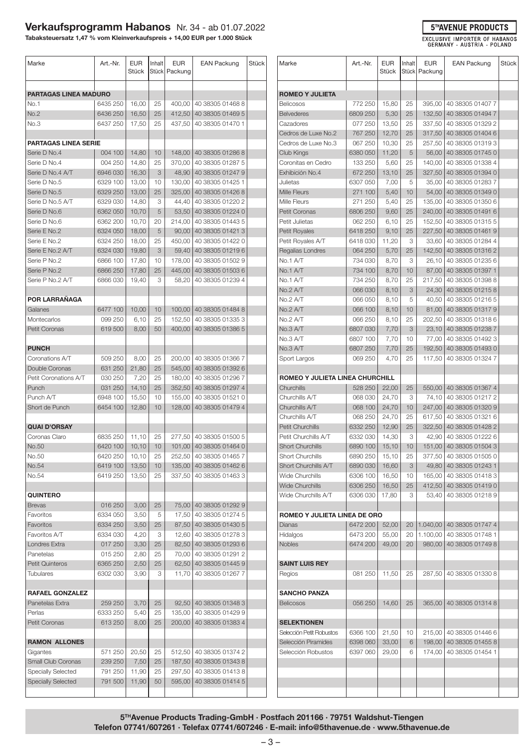# Verkaufsprogramm Habanos Nr. 34 - ab 01.07.2022

**Tabaksteuersatz 1,47 % vom Kleinverkaufspreis + 14,00 EUR per 1.000 Stück**

**5TH AVENUE PRODUCTS**
EXCLUSIVE IMPORTER OF HABANOS GERMANY - AUSTRIA - POLAND

| Marke | Art.-Nr. | EUR Stück | Inhalt Stück | EUR Packung | EAN Packung | Stück |
|---|---|---|---|---|---|---|
| **PARTAGAS LINEA MADURO** | | | | | | |
| No.1 | 6435 250 | 16,00 | 25 | 400,00 | 40 38305 01468 8 | |
| No.2 | 6436 250 | 16,50 | 25 | 412,50 | 40 38305 01469 5 | |
| No.3 | 6437 250 | 17,50 | 25 | 437,50 | 40 38305 01470 1 | |
| **PARTAGAS LINEA SERIE** | | | | | | |
| Serie D No.4 | 004 100 | 14,80 | 10 | 148,00 | 40 38305 01286 8 | |
| Serie D No.4 | 004 250 | 14,80 | 25 | 370,00 | 40 38305 01287 5 | |
| Serie D No.4 A/T | 6946 030 | 16,30 | 3 | 48,90 | 40 38305 01247 9 | |
| Serie D No.5 | 6329 100 | 13,00 | 10 | 130,00 | 40 38305 01425 1 | |
| Serie D No.5 | 6329 250 | 13,00 | 25 | 325,00 | 40 38305 01426 8 | |
| Serie D No.5 A/T | 6329 030 | 14,80 | 3 | 44,40 | 40 38305 01220 2 | |
| Serie D No.6 | 6362 050 | 10,70 | 5 | 53,50 | 40 38305 01224 0 | |
| Serie D No.6 | 6362 200 | 10,70 | 20 | 214,00 | 40 38305 01443 5 | |
| Serie E No.2 | 6324 050 | 18,00 | 5 | 90,00 | 40 38305 01421 3 | |
| Serie E No.2 | 6324 250 | 18,00 | 25 | 450,00 | 40 38305 01422 0 | |
| Serie E No.2 A/T | 6324 030 | 19,80 | 3 | 59,40 | 40 38305 01219 6 | |
| Serie P No.2 | 6866 100 | 17,80 | 10 | 178,00 | 40 38305 01502 9 | |
| Serie P No.2 | 6866 250 | 17,80 | 25 | 445,00 | 40 38305 01503 6 | |
| Serie P No.2 A/T | 6866 030 | 19,40 | 3 | 58,20 | 40 38305 01239 4 | |
| **POR LARRAÑAGA** | | | | | | |
| Galanes | 6477 100 | 10,00 | 10 | 100,00 | 40 38305 01484 8 | |
| Montecarlos | 099 250 | 6,10 | 25 | 152,50 | 40 38305 01335 3 | |
| Petit Coronas | 619 500 | 8,00 | 50 | 400,00 | 40 38305 01386 5 | |
| **PUNCH** | | | | | | |
| Coronations A/T | 509 250 | 8,00 | 25 | 200,00 | 40 38305 01366 7 | |
| Double Coronas | 631 250 | 21,80 | 25 | 545,00 | 40 38305 01392 6 | |
| Petit Coronations A/T | 030 250 | 7,20 | 25 | 180,00 | 40 38305 01296 7 | |
| Punch | 031 250 | 14,10 | 25 | 352,50 | 40 38305 01297 4 | |
| Punch A/T | 6948 100 | 15,50 | 10 | 155,00 | 40 38305 01521 0 | |
| Short de Punch | 6454 100 | 12,80 | 10 | 128,00 | 40 38305 01479 4 | |
| **QUAI D'ORSAY** | | | | | | |
| Coronas Claro | 6835 250 | 11,10 | 25 | 277,50 | 40 38305 01500 5 | |
| No.50 | 6420 100 | 10,10 | 10 | 101,00 | 40 38305 01464 0 | |
| No.50 | 6420 250 | 10,10 | 25 | 252,50 | 40 38305 01465 7 | |
| No.54 | 6419 100 | 13,50 | 10 | 135,00 | 40 38305 01462 6 | |
| No.54 | 6419 250 | 13,50 | 25 | 337,50 | 40 38305 01463 3 | |
| **QUINTERO** | | | | | | |
| Brevas | 016 250 | 3,00 | 25 | 75,00 | 40 38305 01292 9 | |
| Favoritos | 6334 050 | 3,50 | 5 | 17,50 | 40 38305 01274 5 | |
| Favoritos | 6334 250 | 3,50 | 25 | 87,50 | 40 38305 01430 5 | |
| Favoritos A/T | 6334 030 | 4,20 | 3 | 12,60 | 40 38305 01278 3 | |
| Londres Extra | 017 250 | 3,30 | 25 | 82,50 | 40 38305 01293 6 | |
| Panetelas | 015 250 | 2,80 | 25 | 70,00 | 40 38305 01291 2 | |
| Petit Quinteros | 6365 250 | 2,50 | 25 | 62,50 | 40 38305 01445 9 | |
| Tubulares | 6302 030 | 3,90 | 3 | 11,70 | 40 38305 01267 7 | |
| **RAFAEL GONZALEZ** | | | | | | |
| Panetelas Extra | 259 250 | 3,70 | 25 | 92,50 | 40 38305 01348 3 | |
| Perlas | 6333 250 | 5,40 | 25 | 135,00 | 40 38305 01429 9 | |
| Petit Coronas | 613 250 | 8,00 | 25 | 200,00 | 40 38305 01383 4 | |
| **RAMON ALLONES** | | | | | | |
| Gigantes | 571 250 | 20,50 | 25 | 512,50 | 40 38305 01374 2 | |
| Small Club Coronas | 239 250 | 7,50 | 25 | 187,50 | 40 38305 01343 8 | |
| Specially Selected | 791 250 | 11,90 | 25 | 297,50 | 40 38305 01413 8 | |
| Specially Selected | 791 500 | 11,90 | 50 | 595,00 | 40 38305 01414 5 | |

| Marke | Art.-Nr. | EUR Stück | Inhalt Stück | EUR Packung | EAN Packung | Stück |
|---|---|---|---|---|---|---|
| **ROMEO Y JULIETA** | | | | | | |
| Belicosos | 772 250 | 15,80 | 25 | 395,00 | 40 38305 01407 7 | |
| Belvederes | 6809 250 | 5,30 | 25 | 132,50 | 40 38305 01494 7 | |
| Cazadores | 077 250 | 13,50 | 25 | 337,50 | 40 38305 01329 2 | |
| Cedros de Luxe No.2 | 767 250 | 12,70 | 25 | 317,50 | 40 38305 01404 6 | |
| Cedros de Luxe No.3 | 067 250 | 10,30 | 25 | 257,50 | 40 38305 01319 3 | |
| Club Kings | 6380 050 | 11,20 | 5 | 56,00 | 40 38305 01745 0 | |
| Coronitas en Cedro | 133 250 | 5,60 | 25 | 140,00 | 40 38305 01338 4 | |
| Exhibición No.4 | 672 250 | 13,10 | 25 | 327,50 | 40 38305 01394 0 | |
| Julietas | 6307 050 | 7,00 | 5 | 35,00 | 40 38305 01283 7 | |
| Mille Fleurs | 271 100 | 5,40 | 10 | 54,00 | 40 38305 01349 0 | |
| Mille Fleurs | 271 250 | 5,40 | 25 | 135,00 | 40 38305 01350 6 | |
| Petit Coronas | 6806 250 | 9,60 | 25 | 240,00 | 40 38305 01491 6 | |
| Petit Julietas | 062 250 | 6,10 | 25 | 152,50 | 40 38305 01315 5 | |
| Petit Royales | 6418 250 | 9,10 | 25 | 227,50 | 40 38305 01461 9 | |
| Petit Royales A/T | 6418 030 | 11,20 | 3 | 33,60 | 40 38305 01284 4 | |
| Regalias Londres | 064 250 | 5,70 | 25 | 142,50 | 40 38305 01316 2 | |
| No.1 A/T | 734 030 | 8,70 | 3 | 26,10 | 40 38305 01235 6 | |
| No.1 A/T | 734 100 | 8,70 | 10 | 87,00 | 40 38305 01397 1 | |
| No.1 A/T | 734 250 | 8,70 | 25 | 217,50 | 40 38305 01398 8 | |
| No.2 A/T | 066 030 | 8,10 | 3 | 24,30 | 40 38305 01215 8 | |
| No.2 A/T | 066 050 | 8,10 | 5 | 40,50 | 40 38305 01216 5 | |
| No.2 A/T | 066 100 | 8,10 | 10 | 81,00 | 40 38305 01317 9 | |
| No.2 A/T | 066 250 | 8,10 | 25 | 202,50 | 40 38305 01318 6 | |
| No.3 A/T | 6807 030 | 7,70 | 3 | 23,10 | 40 38305 01238 7 | |
| No.3 A/T | 6807 100 | 7,70 | 10 | 77,00 | 40 38305 01492 3 | |
| No.3 A/T | 6807 250 | 7,70 | 25 | 192,50 | 40 38305 01493 0 | |
| Sport Largos | 069 250 | 4,70 | 25 | 117,50 | 40 38305 01324 7 | |
| **ROMEO Y JULIETA LINEA CHURCHILL** | | | | | | |
| Churchills | 528 250 | 22,00 | 25 | 550,00 | 40 38305 01367 4 | |
| Churchills A/T | 068 030 | 24,70 | 3 | 74,10 | 40 38305 01217 2 | |
| Churchills A/T | 068 100 | 24,70 | 10 | 247,00 | 40 38305 01320 9 | |
| Churchills A/T | 068 250 | 24,70 | 25 | 617,50 | 40 38305 01321 6 | |
| Petit Churchills | 6332 250 | 12,90 | 25 | 322,50 | 40 38305 01428 2 | |
| Petit Churchills A/T | 6332 030 | 14,30 | 3 | 42,90 | 40 38305 01222 6 | |
| Short Churchills | 6890 100 | 15,10 | 10 | 151,00 | 40 38305 01504 3 | |
| Short Churchills | 6890 250 | 15,10 | 25 | 377,50 | 40 38305 01505 0 | |
| Short Churchills A/T | 6890 030 | 16,60 | 3 | 49,80 | 40 38305 01243 1 | |
| Wide Churchills | 6306 100 | 16,50 | 10 | 165,00 | 40 38305 01418 3 | |
| Wide Churchills | 6306 250 | 16,50 | 25 | 412,50 | 40 38305 01419 0 | |
| Wide Churchills A/T | 6306 030 | 17,80 | 3 | 53,40 | 40 38305 01218 9 | |
| **ROMEO Y JULIETA LINEA DE ORO** | | | | | | |
| Dianas | 6472 200 | 52,00 | 20 | 1.040,00 | 40 38305 01747 4 | |
| Hidalgos | 6473 200 | 55,00 | 20 | 1.100,00 | 40 38305 01748 1 | |
| Nobles | 6474 200 | 49,00 | 20 | 980,00 | 40 38305 01749 8 | |
| **SAINT LUIS REY** | | | | | | |
| Regios | 081 250 | 11,50 | 25 | 287,50 | 40 38305 01330 8 | |
| **SANCHO PANZA** | | | | | | |
| Belicosos | 056 250 | 14,60 | 25 | 365,00 | 40 38305 01314 8 | |
| **SELEKTIONEN** | | | | | | |
| Selección Petit Robustos | 6366 100 | 21,50 | 10 | 215,00 | 40 38305 01446 6 | |
| Selección Piramides | 6398 060 | 33,00 | 6 | 198,00 | 40 38305 01455 8 | |
| Selección Robustos | 6397 060 | 29,00 | 6 | 174,00 | 40 38305 01454 1 | |

**5THAvenue Products Trading-GmbH · Postfach 201166 · 79751 Waldshut-Tiengen**
**Telefon 07741/607261 · Telefax 07741/607246 · E-mail: info@5thavenue.de · www.5thavenue.de**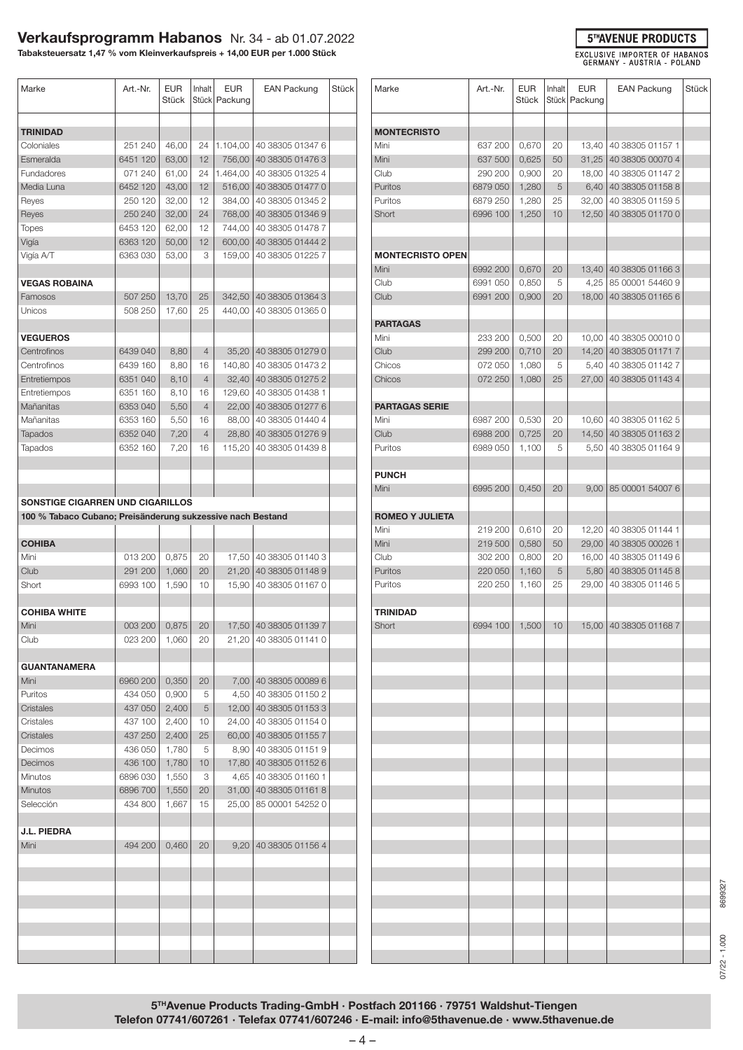# Verkaufsprogramm Habanos Nr. 34 - ab 01.07.2022

**Tabaksteuersatz 1,47 % vom Kleinverkaufspreis + 14,00 EUR per 1.000 Stück**

**5THAVENUE PRODUCTS**
EXCLUSIVE IMPORTER OF HABANOS
GERMANY - AUSTRIA - POLAND

| Marke | Art.-Nr. | EUR Stück | Inhalt Stück | EUR Packung | EAN Packung | Stück |
|---|---|---|---|---|---|---|
| **TRINIDAD** | | | | | | |
| Coloniales | 251 240 | 46,00 | 24 | 1.104,00 | 40 38305 01347 6 | |
| Esmeralda | 6451 120 | 63,00 | 12 | 756,00 | 40 38305 01476 3 | |
| Fundadores | 071 240 | 61,00 | 24 | 1.464,00 | 40 38305 01325 4 | |
| Media Luna | 6452 120 | 43,00 | 12 | 516,00 | 40 38305 01477 0 | |
| Reyes | 250 120 | 32,00 | 12 | 384,00 | 40 38305 01345 2 | |
| Reyes | 250 240 | 32,00 | 24 | 768,00 | 40 38305 01346 9 | |
| Topes | 6453 120 | 62,00 | 12 | 744,00 | 40 38305 01478 7 | |
| Vigía | 6363 120 | 50,00 | 12 | 600,00 | 40 38305 01444 2 | |
| Vigía A/T | 6363 030 | 53,00 | 3 | 159,00 | 40 38305 01225 7 | |
| **VEGAS ROBAINA** | | | | | | |
| Famosos | 507 250 | 13,70 | 25 | 342,50 | 40 38305 01364 3 | |
| Unicos | 508 250 | 17,60 | 25 | 440,00 | 40 38305 01365 0 | |
| **VEGUEROS** | | | | | | |
| Centrofinos | 6439 040 | 8,80 | 4 | 35,20 | 40 38305 01279 0 | |
| Centrofinos | 6439 160 | 8,80 | 16 | 140,80 | 40 38305 01473 2 | |
| Entretiempos | 6351 040 | 8,10 | 4 | 32,40 | 40 38305 01275 2 | |
| Entretiempos | 6351 160 | 8,10 | 16 | 129,60 | 40 38305 01438 1 | |
| Mañanitas | 6353 040 | 5,50 | 4 | 22,00 | 40 38305 01277 6 | |
| Mañanitas | 6353 160 | 5,50 | 16 | 88,00 | 40 38305 01440 4 | |
| Tapados | 6352 040 | 7,20 | 4 | 28,80 | 40 38305 01276 9 | |
| Tapados | 6352 160 | 7,20 | 16 | 115,20 | 40 38305 01439 8 | |

**SONSTIGE CIGARREN UND CIGARILLOS**

**100 % Tabaco Cubano; Preisänderung sukzessive nach Bestand**

| Marke | Art.-Nr. | EUR Stück | Inhalt Stück | EUR Packung | EAN Packung | Stück |
|---|---|---|---|---|---|---|
| **COHIBA** | | | | | | |
| Mini | 013 200 | 0,875 | 20 | 17,50 | 40 38305 01140 3 | |
| Club | 291 200 | 1,060 | 20 | 21,20 | 40 38305 01148 9 | |
| Short | 6993 100 | 1,590 | 10 | 15,90 | 40 38305 01167 0 | |
| **COHIBA WHITE** | | | | | | |
| Mini | 003 200 | 0,875 | 20 | 17,50 | 40 38305 01139 7 | |
| Club | 023 200 | 1,060 | 20 | 21,20 | 40 38305 01141 0 | |
| **GUANTANAMERA** | | | | | | |
| Mini | 6960 200 | 0,350 | 20 | 7,00 | 40 38305 00089 6 | |
| Puritos | 434 050 | 0,900 | 5 | 4,50 | 40 38305 01150 2 | |
| Cristales | 437 050 | 2,400 | 5 | 12,00 | 40 38305 01153 3 | |
| Cristales | 437 100 | 2,400 | 10 | 24,00 | 40 38305 01154 0 | |
| Cristales | 437 250 | 2,400 | 25 | 60,00 | 40 38305 01155 7 | |
| Decimos | 436 050 | 1,780 | 5 | 8,90 | 40 38305 01151 9 | |
| Decimos | 436 100 | 1,780 | 10 | 17,80 | 40 38305 01152 6 | |
| Minutos | 6896 030 | 1,550 | 3 | 4,65 | 40 38305 01160 1 | |
| Minutos | 6896 700 | 1,550 | 20 | 31,00 | 40 38305 01161 8 | |
| Selección | 434 800 | 1,667 | 15 | 25,00 | 85 00001 54252 0 | |
| **J.L. PIEDRA** | | | | | | |
| Mini | 494 200 | 0,460 | 20 | 9,20 | 40 38305 01156 4 | |
| **MONTECRISTO** | | | | | | |
| Mini | 637 200 | 0,670 | 20 | 13,40 | 40 38305 01157 1 | |
| Mini | 637 500 | 0,625 | 50 | 31,25 | 40 38305 00070 4 | |
| Club | 290 200 | 0,900 | 20 | 18,00 | 40 38305 01147 2 | |
| Puritos | 6879 050 | 1,280 | 5 | 6,40 | 40 38305 01158 8 | |
| Puritos | 6879 250 | 1,280 | 25 | 32,00 | 40 38305 01159 5 | |
| Short | 6996 100 | 1,250 | 10 | 12,50 | 40 38305 01170 0 | |
| **MONTECRISTO OPEN** | | | | | | |
| Mini | 6992 200 | 0,670 | 20 | 13,40 | 40 38305 01166 3 | |
| Club | 6991 050 | 0,850 | 5 | 4,25 | 85 00001 54460 9 | |
| Club | 6991 200 | 0,900 | 20 | 18,00 | 40 38305 01165 6 | |
| **PARTAGAS** | | | | | | |
| Mini | 233 200 | 0,500 | 20 | 10,00 | 40 38305 00010 0 | |
| Club | 299 200 | 0,710 | 20 | 14,20 | 40 38305 01171 7 | |
| Chicos | 072 050 | 1,080 | 5 | 5,40 | 40 38305 01142 7 | |
| Chicos | 072 250 | 1,080 | 25 | 27,00 | 40 38305 01143 4 | |
| **PARTAGAS SERIE** | | | | | | |
| Mini | 6987 200 | 0,530 | 20 | 10,60 | 40 38305 01162 5 | |
| Club | 6988 200 | 0,725 | 20 | 14,50 | 40 38305 01163 2 | |
| Puritos | 6989 050 | 1,100 | 5 | 5,50 | 40 38305 01164 9 | |
| **PUNCH** | | | | | | |
| Mini | 6995 200 | 0,450 | 20 | 9,00 | 85 00001 54007 6 | |
| **ROMEO Y JULIETA** | | | | | | |
| Mini | 219 200 | 0,610 | 20 | 12,20 | 40 38305 01144 1 | |
| Mini | 219 500 | 0,580 | 50 | 29,00 | 40 38305 00026 1 | |
| Club | 302 200 | 0,800 | 20 | 16,00 | 40 38305 01149 6 | |
| Puritos | 220 050 | 1,160 | 5 | 5,80 | 40 38305 01145 8 | |
| Puritos | 220 250 | 1,160 | 25 | 29,00 | 40 38305 01146 5 | |
| **TRINIDAD** | | | | | | |
| Short | 6994 100 | 1,500 | 10 | 15,00 | 40 38305 01168 7 | |

07/22 - 1.000 8699327

**5THAvenue Products Trading-GmbH · Postfach 201166 · 79751 Waldshut-Tiengen**
**Telefon 07741/607261 · Telefax 07741/607246 · E-mail: info@5thavenue.de · www.5thavenue.de**